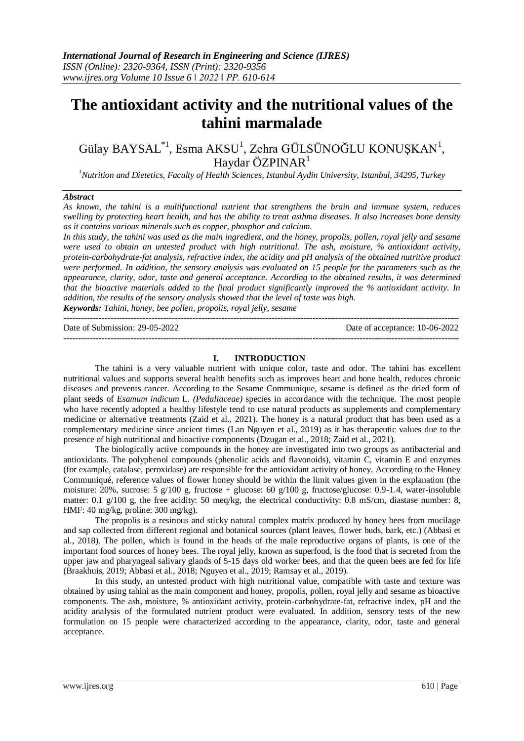# The antioxidant activity and the nutritional values of the tahini marmalade

Gülay BAYSAL[*1], Esma AKSU[1], Zehra GÜLSÜNOĞLU KONUŞKAN[1], Haydar ÖZPINAR[1]

[1]*Nutrition and Dietetics, Faculty of Health Sciences, Istanbul Aydin University, Istanbul, 34295, Turkey*

### *Abstract*

*As known, the tahini is a multifunctional nutrient that strengthens the brain and immune system, reduces swelling by protecting heart health, and has the ability to treat asthma diseases. It also increases bone density as it contains various minerals such as copper, phosphor and calcium.*

*In this study, the tahini was used as the main ingredient, and the honey, propolis, pollen, royal jelly and sesame were used to obtain an untested product with high nutritional. The ash, moisture, % antioxidant activity, protein-carbohydrate-fat analysis, refractive index, the acidity and pH analysis of the obtained nutritive product were performed. In addition, the sensory analysis was evaluated on 15 people for the parameters such as the appearance, clarity, odor, taste and general acceptance. According to the obtained results, it was determined that the bioactive materials added to the final product significantly improved the % antioxidant activity. In addition, the results of the sensory analysis showed that the level of taste was high.*

***Keywords:*** *Tahini, honey, bee pollen, propolis, royal jelly, sesame*

---

Date of Submission: 29-05-2022 Date of acceptance: 10-06-2022

---

## I. INTRODUCTION

The tahini is a very valuable nutrient with unique color, taste and odor. The tahini has excellent nutritional values and supports several health benefits such as improves heart and bone health, reduces chronic diseases and prevents cancer. According to the Sesame Communique, sesame is defined as the dried form of plant seeds of *Esamum indicum* L. *(Pedaliaceae)* species in accordance with the technique. The most people who have recently adopted a healthy lifestyle tend to use natural products as supplements and complementary medicine or alternative treatments (Zaid et al., 2021). The honey is a natural product that has been used as a complementary medicine since ancient times (Lan Nguyen et al., 2019) as it has therapeutic values due to the presence of high nutritional and bioactive components (Dzugan et al., 2018; Zaid et al., 2021).

The biologically active compounds in the honey are investigated into two groups as antibacterial and antioxidants. The polyphenol compounds (phenolic acids and flavonoids), vitamin C, vitamin E and enzymes (for example, catalase, peroxidase) are responsible for the antioxidant activity of honey. According to the Honey Communiqué, reference values of flower honey should be within the limit values given in the explanation (the moisture: 20%, sucrose: 5 g/100 g, fructose + glucose: 60 g/100 g, fructose/glucose: 0.9-1.4, water-insoluble matter: 0.1 g/100 g, the free acidity: 50 meq/kg, the electrical conductivity: 0.8 mS/cm, diastase number: 8, HMF: 40 mg/kg, proline: 300 mg/kg).

The propolis is a resinous and sticky natural complex matrix produced by honey bees from mucilage and sap collected from different regional and botanical sources (plant leaves, flower buds, bark, etc.) (Abbasi et al., 2018). The pollen, which is found in the heads of the male reproductive organs of plants, is one of the important food sources of honey bees. The royal jelly, known as superfood, is the food that is secreted from the upper jaw and pharyngeal salivary glands of 5-15 days old worker bees, and that the queen bees are fed for life (Braakhuis, 2019; Abbasi et al., 2018; Nguyen et al., 2019; Ramsay et al., 2019).

In this study, an untested product with high nutritional value, compatible with taste and texture was obtained by using tahini as the main component and honey, propolis, pollen, royal jelly and sesame as bioactive components. The ash, moisture, % antioxidant activity, protein-carbohydrate-fat, refractive index, pH and the acidity analysis of the formulated nutrient product were evaluated. In addition, sensory tests of the new formulation on 15 people were characterized according to the appearance, clarity, odor, taste and general acceptance.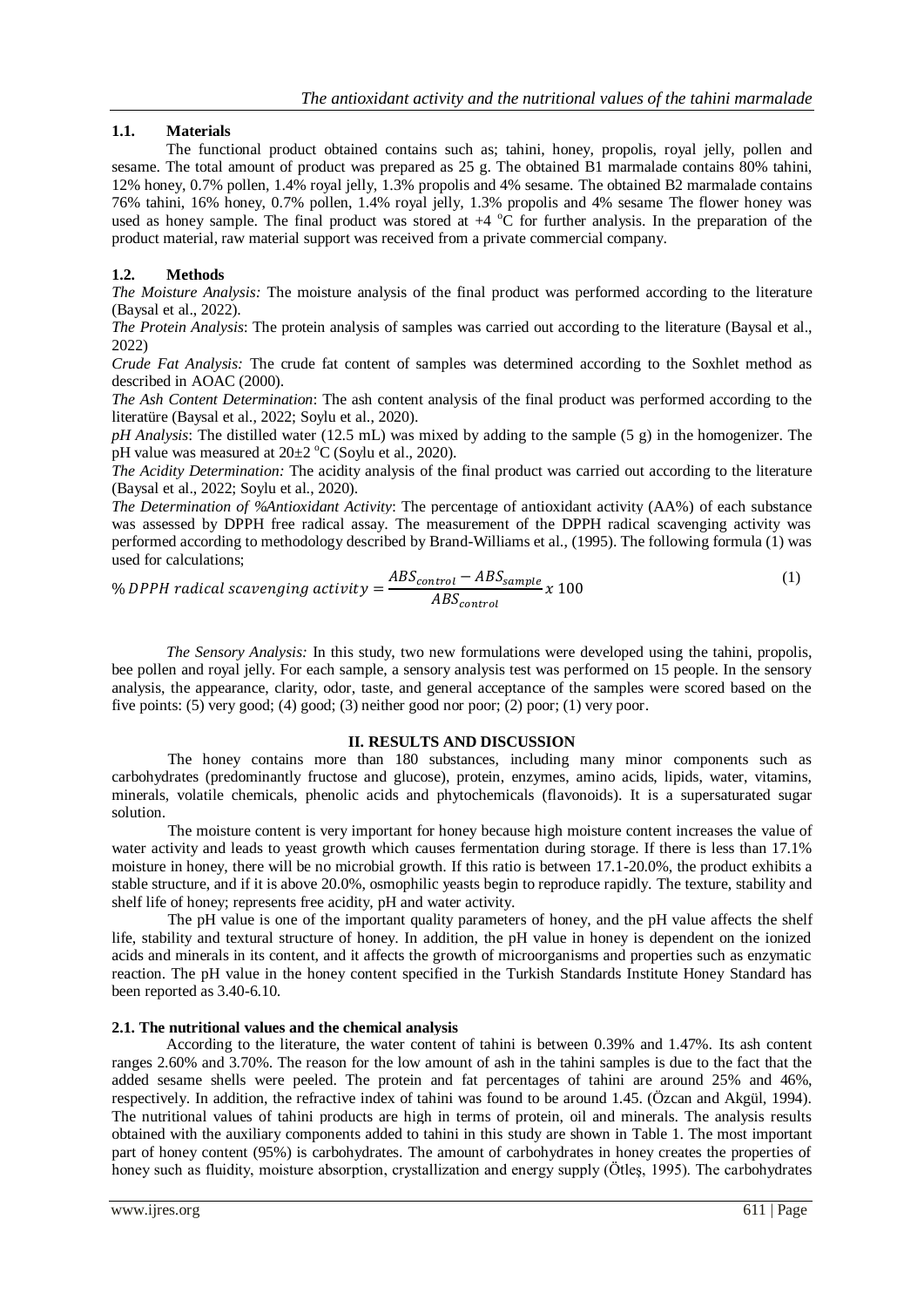### 1.1. Materials

The functional product obtained contains such as; tahini, honey, propolis, royal jelly, pollen and sesame. The total amount of product was prepared as 25 g. The obtained B1 marmalade contains 80% tahini, 12% honey, 0.7% pollen, 1.4% royal jelly, 1.3% propolis and 4% sesame. The obtained B2 marmalade contains 76% tahini, 16% honey, 0.7% pollen, 1.4% royal jelly, 1.3% propolis and 4% sesame The flower honey was used as honey sample. The final product was stored at +4 °C for further analysis. In the preparation of the product material, raw material support was received from a private commercial company.

### 1.2. Methods

*The Moisture Analysis:* The moisture analysis of the final product was performed according to the literature (Baysal et al., 2022).

*The Protein Analysis*: The protein analysis of samples was carried out according to the literature (Baysal et al., 2022)

*Crude Fat Analysis:* The crude fat content of samples was determined according to the Soxhlet method as described in AOAC (2000).

*The Ash Content Determination*: The ash content analysis of the final product was performed according to the literatüre (Baysal et al., 2022; Soylu et al., 2020).

*pH Analysis*: The distilled water (12.5 mL) was mixed by adding to the sample (5 g) in the homogenizer. The pH value was measured at 20±2 °C (Soylu et al., 2020).

*The Acidity Determination:* The acidity analysis of the final product was carried out according to the literature (Baysal et al., 2022; Soylu et al., 2020).

*The Determination of %Antioxidant Activity*: The percentage of antioxidant activity (AA%) of each substance was assessed by DPPH free radical assay. The measurement of the DPPH radical scavenging activity was performed according to methodology described by Brand-Williams et al., (1995). The following formula (1) was used for calculations;

$$\% \, DPPH \ radical \ scavenging \ activity = \frac{ABS_{control} - ABS_{sample}}{ABS_{control}} x \ 100 \quad (1)$$

*The Sensory Analysis:* In this study, two new formulations were developed using the tahini, propolis, bee pollen and royal jelly. For each sample, a sensory analysis test was performed on 15 people. In the sensory analysis, the appearance, clarity, odor, taste, and general acceptance of the samples were scored based on the five points: (5) very good; (4) good; (3) neither good nor poor; (2) poor; (1) very poor.

## II. RESULTS AND DISCUSSION

The honey contains more than 180 substances, including many minor components such as carbohydrates (predominantly fructose and glucose), protein, enzymes, amino acids, lipids, water, vitamins, minerals, volatile chemicals, phenolic acids and phytochemicals (flavonoids). It is a supersaturated sugar solution.

The moisture content is very important for honey because high moisture content increases the value of water activity and leads to yeast growth which causes fermentation during storage. If there is less than 17.1% moisture in honey, there will be no microbial growth. If this ratio is between 17.1-20.0%, the product exhibits a stable structure, and if it is above 20.0%, osmophilic yeasts begin to reproduce rapidly. The texture, stability and shelf life of honey; represents free acidity, pH and water activity.

The pH value is one of the important quality parameters of honey, and the pH value affects the shelf life, stability and textural structure of honey. In addition, the pH value in honey is dependent on the ionized acids and minerals in its content, and it affects the growth of microorganisms and properties such as enzymatic reaction. The pH value in the honey content specified in the Turkish Standards Institute Honey Standard has been reported as 3.40-6.10.

### 2.1. The nutritional values and the chemical analysis

According to the literature, the water content of tahini is between 0.39% and 1.47%. Its ash content ranges 2.60% and 3.70%. The reason for the low amount of ash in the tahini samples is due to the fact that the added sesame shells were peeled. The protein and fat percentages of tahini are around 25% and 46%, respectively. In addition, the refractive index of tahini was found to be around 1.45. (Özcan and Akgül, 1994). The nutritional values of tahini products are high in terms of protein, oil and minerals. The analysis results obtained with the auxiliary components added to tahini in this study are shown in Table 1. The most important part of honey content (95%) is carbohydrates. The amount of carbohydrates in honey creates the properties of honey such as fluidity, moisture absorption, crystallization and energy supply (Ötleş, 1995). The carbohydrates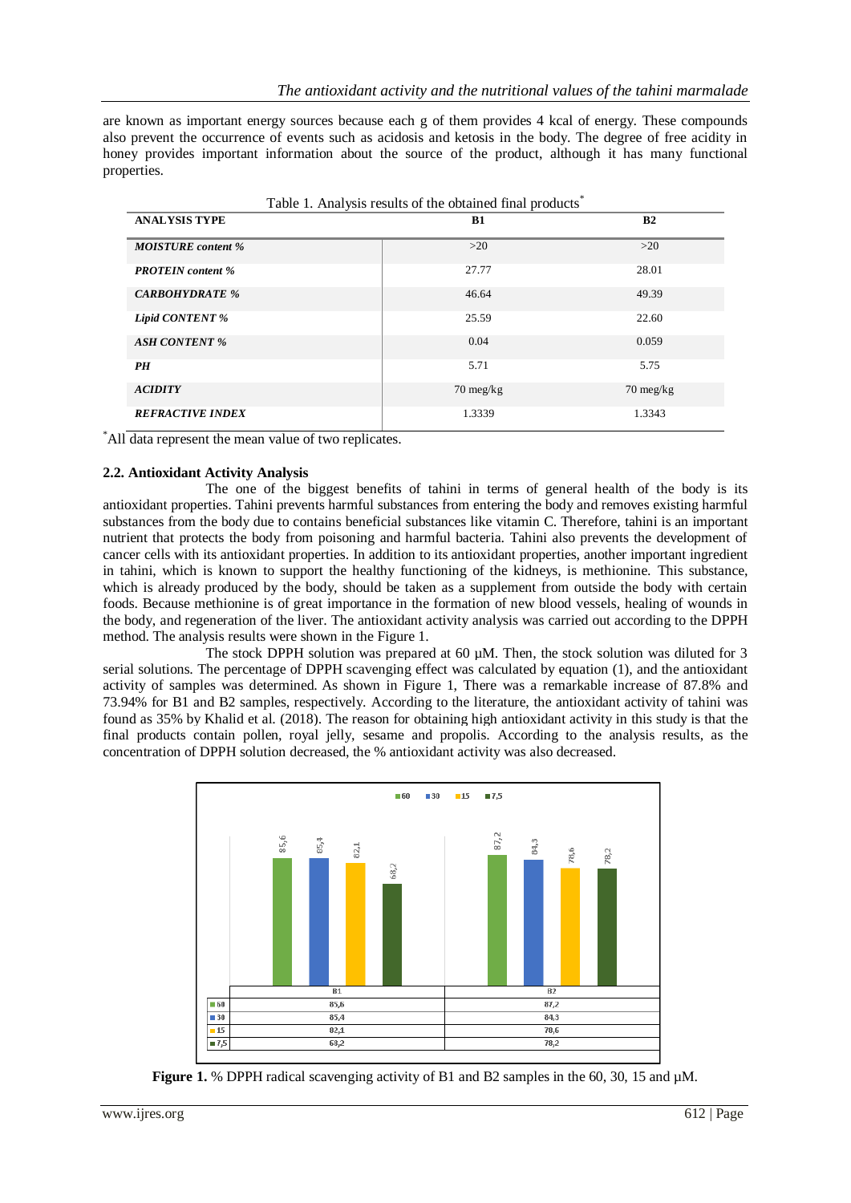are known as important energy sources because each g of them provides 4 kcal of energy. These compounds also prevent the occurrence of events such as acidosis and ketosis in the body. The degree of free acidity in honey provides important information about the source of the product, although it has many functional properties.

Table 1. Analysis results of the obtained final products*

| ANALYSIS TYPE | B1 | B2 |
|---|---|---|
| ***MOISTURE content %*** | >20 | >20 |
| ***PROTEIN content %*** | 27.77 | 28.01 |
| ***CARBOHYDRATE %*** | 46.64 | 49.39 |
| ***Lipid CONTENT %*** | 25.59 | 22.60 |
| ***ASH CONTENT %*** | 0.04 | 0.059 |
| ***PH*** | 5.71 | 5.75 |
| ***ACIDITY*** | 70 meg/kg | 70 meg/kg |
| ***REFRACTIVE INDEX*** | 1.3339 | 1.3343 |

*All data represent the mean value of two replicates.

### 2.2. Antioxidant Activity Analysis

The one of the biggest benefits of tahini in terms of general health of the body is its antioxidant properties. Tahini prevents harmful substances from entering the body and removes existing harmful substances from the body due to contains beneficial substances like vitamin C. Therefore, tahini is an important nutrient that protects the body from poisoning and harmful bacteria. Tahini also prevents the development of cancer cells with its antioxidant properties. In addition to its antioxidant properties, another important ingredient in tahini, which is known to support the healthy functioning of the kidneys, is methionine. This substance, which is already produced by the body, should be taken as a supplement from outside the body with certain foods. Because methionine is of great importance in the formation of new blood vessels, healing of wounds in the body, and regeneration of the liver. The antioxidant activity analysis was carried out according to the DPPH method. The analysis results were shown in the Figure 1.

The stock DPPH solution was prepared at 60 µM. Then, the stock solution was diluted for 3 serial solutions. The percentage of DPPH scavenging effect was calculated by equation (1), and the antioxidant activity of samples was determined. As shown in Figure 1, There was a remarkable increase of 87.8% and 73.94% for B1 and B2 samples, respectively. According to the literature, the antioxidant activity of tahini was found as 35% by Khalid et al. (2018). The reason for obtaining high antioxidant activity in this study is that the final products contain pollen, royal jelly, sesame and propolis. According to the analysis results, as the concentration of DPPH solution decreased, the % antioxidant activity was also decreased.

| | B1 | B2 |
|---|---|---|
| 60 | 85,6 | 87,2 |
| 30 | 85,4 | 84,3 |
| 15 | 82,1 | 78,6 |
| 7,5 | 68,2 | 78,2 |

**Figure 1.** % DPPH radical scavenging activity of B1 and B2 samples in the 60, 30, 15 and µM.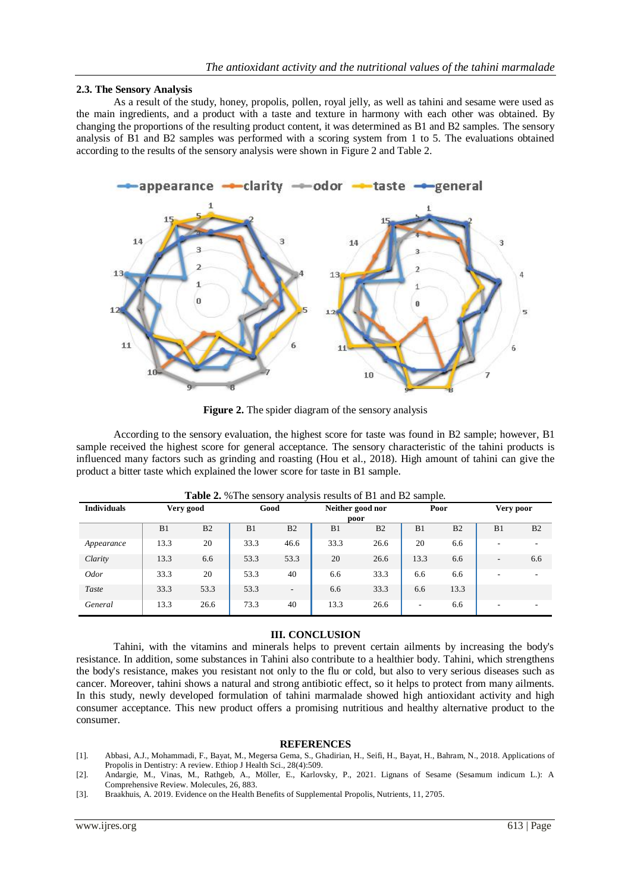### 2.3. The Sensory Analysis

As a result of the study, honey, propolis, pollen, royal jelly, as well as tahini and sesame were used as the main ingredients, and a product with a taste and texture in harmony with each other was obtained. By changing the proportions of the resulting product content, it was determined as B1 and B2 samples. The sensory analysis of B1 and B2 samples was performed with a scoring system from 1 to 5. The evaluations obtained according to the results of the sensory analysis were shown in Figure 2 and Table 2.

**Figure 2.** The spider diagram of the sensory analysis

According to the sensory evaluation, the highest score for taste was found in B2 sample; however, B1 sample received the highest score for general acceptance. The sensory characteristic of the tahini products is influenced many factors such as grinding and roasting (Hou et al., 2018). High amount of tahini can give the product a bitter taste which explained the lower score for taste in B1 sample.

**Table 2.** %The sensory analysis results of B1 and B2 sample.

| Individuals | Very good | | Good | | Neither good nor poor | | Poor | | Very poor | |
|---|---|---|---|---|---|---|---|---|---|---|
| | B1 | B2 | B1 | B2 | B1 | B2 | B1 | B2 | B1 | B2 |
| *Appearance* | 13.3 | 20 | 33.3 | 46.6 | 33.3 | 26.6 | 20 | 6.6 | - | - |
| *Clarity* | 13.3 | 6.6 | 53.3 | 53.3 | 20 | 26.6 | 13.3 | 6.6 | - | 6.6 |
| *Odor* | 33.3 | 20 | 53.3 | 40 | 6.6 | 33.3 | 6.6 | 6.6 | - | - |
| *Taste* | 33.3 | 53.3 | 53.3 | - | 6.6 | 33.3 | 6.6 | 13.3 | | |
| *General* | 13.3 | 26.6 | 73.3 | 40 | 13.3 | 26.6 | - | 6.6 | - | - |

## III. CONCLUSION

Tahini, with the vitamins and minerals helps to prevent certain ailments by increasing the body's resistance. In addition, some substances in Tahini also contribute to a healthier body. Tahini, which strengthens the body's resistance, makes you resistant not only to the flu or cold, but also to very serious diseases such as cancer. Moreover, tahini shows a natural and strong antibiotic effect, so it helps to protect from many ailments. In this study, newly developed formulation of tahini marmalade showed high antioxidant activity and high consumer acceptance. This new product offers a promising nutritious and healthy alternative product to the consumer.

## REFERENCES

[1]. Abbasi, A.J., Mohammadi, F., Bayat, M., Megersa Gema, S., Ghadirian, H., Seifi, H., Bayat, H., Bahram, N., 2018. Applications of Propolis in Dentistry: A review. Ethiop J Health Sci., 28(4):509.

[2]. Andargie, M., Vinas, M., Rathgeb, A., Möller, E., Karlovsky, P., 2021. Lignans of Sesame (Sesamum indicum L.): A Comprehensive Review. Molecules, 26, 883.

[3]. Braakhuis, A. 2019. Evidence on the Health Benefits of Supplemental Propolis, Nutrients, 11, 2705.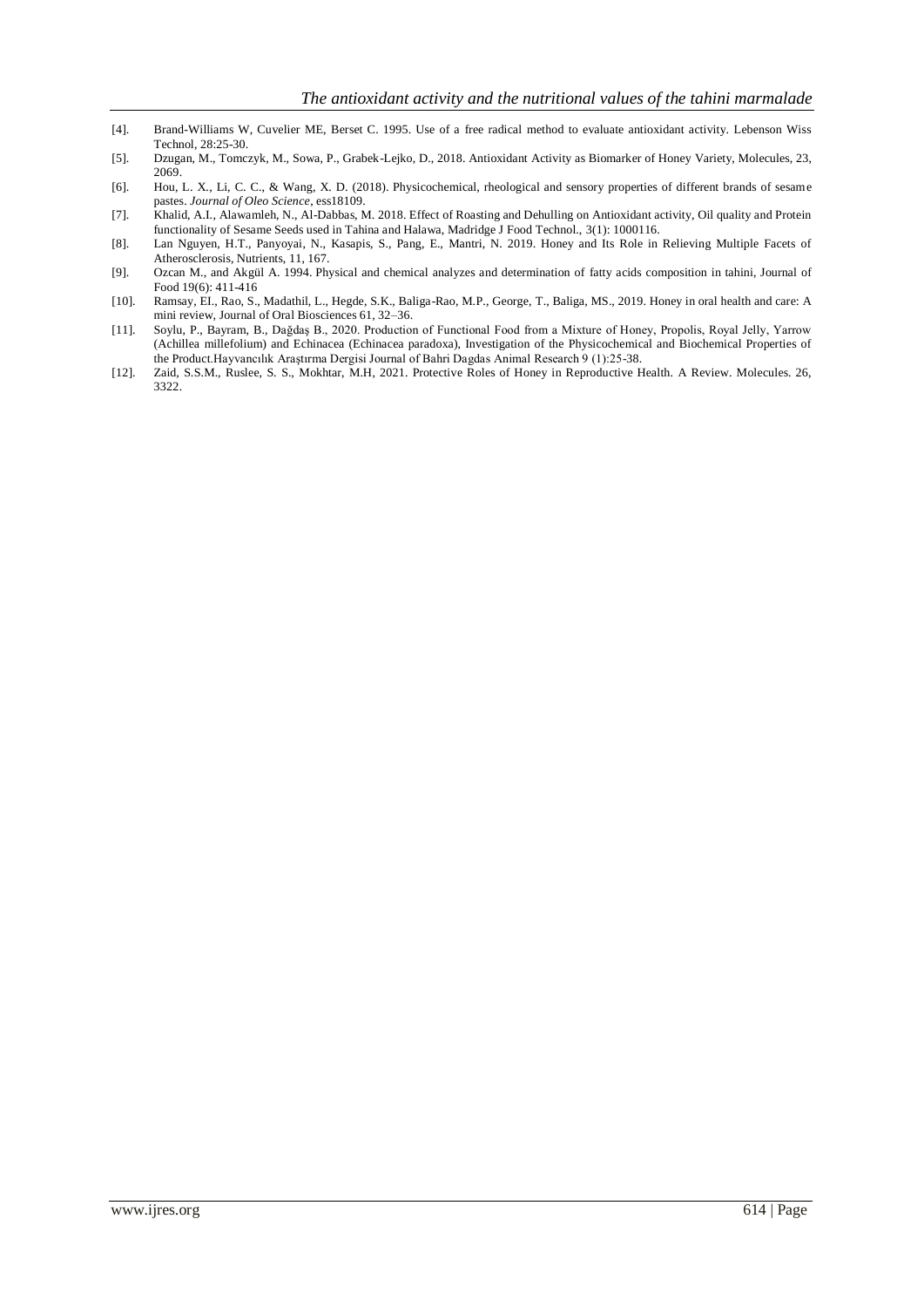[4]. Brand-Williams W, Cuvelier ME, Berset C. 1995. Use of a free radical method to evaluate antioxidant activity. Lebenson Wiss Technol, 28:25-30.

[5]. Dzugan, M., Tomczyk, M., Sowa, P., Grabek-Lejko, D., 2018. Antioxidant Activity as Biomarker of Honey Variety, Molecules, 23, 2069.

[6]. Hou, L. X., Li, C. C., & Wang, X. D. (2018). Physicochemical, rheological and sensory properties of different brands of sesame pastes. *Journal of Oleo Science*, ess18109.

[7]. Khalid, A.I., Alawamleh, N., Al-Dabbas, M. 2018. Effect of Roasting and Dehulling on Antioxidant activity, Oil quality and Protein functionality of Sesame Seeds used in Tahina and Halawa, Madridge J Food Technol., 3(1): 1000116.

[8]. Lan Nguyen, H.T., Panyoyai, N., Kasapis, S., Pang, E., Mantri, N. 2019. Honey and Its Role in Relieving Multiple Facets of Atherosclerosis, Nutrients, 11, 167.

[9]. Ozcan M., and Akgül A. 1994. Physical and chemical analyzes and determination of fatty acids composition in tahini, Journal of Food 19(6): 411-416

[10]. Ramsay, EI., Rao, S., Madathil, L., Hegde, S.K., Baliga-Rao, M.P., George, T., Baliga, MS., 2019. Honey in oral health and care: A mini review, Journal of Oral Biosciences 61, 32–36.

[11]. Soylu, P., Bayram, B., Dağdaş B., 2020. Production of Functional Food from a Mixture of Honey, Propolis, Royal Jelly, Yarrow (Achillea millefolium) and Echinacea (Echinacea paradoxa), Investigation of the Physicochemical and Biochemical Properties of the Product.Hayvancılık Araştırma Dergisi Journal of Bahri Dagdas Animal Research 9 (1):25-38.

[12]. Zaid, S.S.M., Ruslee, S. S., Mokhtar, M.H, 2021. Protective Roles of Honey in Reproductive Health. A Review. Molecules. 26, 3322.